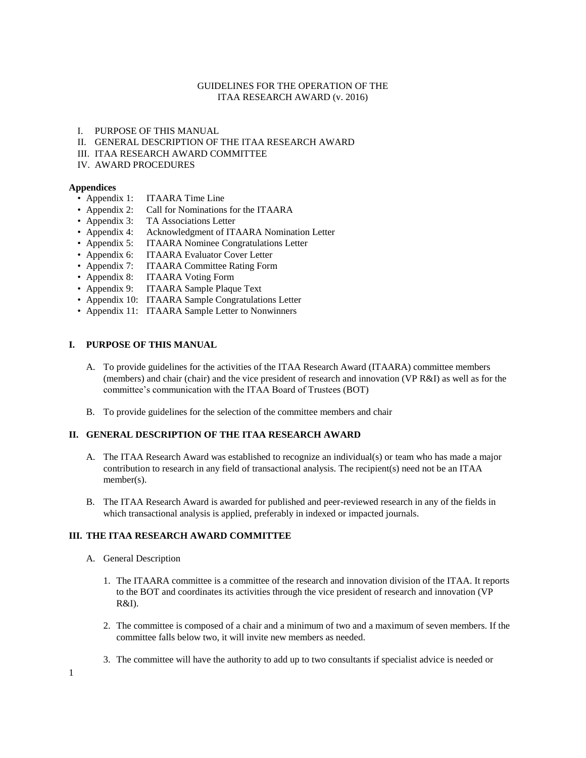# GUIDELINES FOR THE OPERATION OF THE ITAA RESEARCH AWARD (v. 2016)

I. PURPOSE OF THIS MANUAL
II. GENERAL DESCRIPTION OF THE ITAA RESEARCH AWARD
III. ITAA RESEARCH AWARD COMMITTEE
IV. AWARD PROCEDURES

**Appendices**

- Appendix 1: ITAARA Time Line
- Appendix 2: Call for Nominations for the ITAARA
- Appendix 3: TA Associations Letter
- Appendix 4: Acknowledgment of ITAARA Nomination Letter
- Appendix 5: ITAARA Nominee Congratulations Letter
- Appendix 6: ITAARA Evaluator Cover Letter
- Appendix 7: ITAARA Committee Rating Form
- Appendix 8: ITAARA Voting Form
- Appendix 9: ITAARA Sample Plaque Text
- Appendix 10: ITAARA Sample Congratulations Letter
- Appendix 11: ITAARA Sample Letter to Nonwinners

## I. PURPOSE OF THIS MANUAL

A. To provide guidelines for the activities of the ITAA Research Award (ITAARA) committee members (members) and chair (chair) and the vice president of research and innovation (VP R&I) as well as for the committee's communication with the ITAA Board of Trustees (BOT)

B. To provide guidelines for the selection of the committee members and chair

## II. GENERAL DESCRIPTION OF THE ITAA RESEARCH AWARD

A. The ITAA Research Award was established to recognize an individual(s) or team who has made a major contribution to research in any field of transactional analysis. The recipient(s) need not be an ITAA member(s).

B. The ITAA Research Award is awarded for published and peer-reviewed research in any of the fields in which transactional analysis is applied, preferably in indexed or impacted journals.

## III. THE ITAA RESEARCH AWARD COMMITTEE

A. General Description

1. The ITAARA committee is a committee of the research and innovation division of the ITAA. It reports to the BOT and coordinates its activities through the vice president of research and innovation (VP R&I).

2. The committee is composed of a chair and a minimum of two and a maximum of seven members. If the committee falls below two, it will invite new members as needed.

3. The committee will have the authority to add up to two consultants if specialist advice is needed or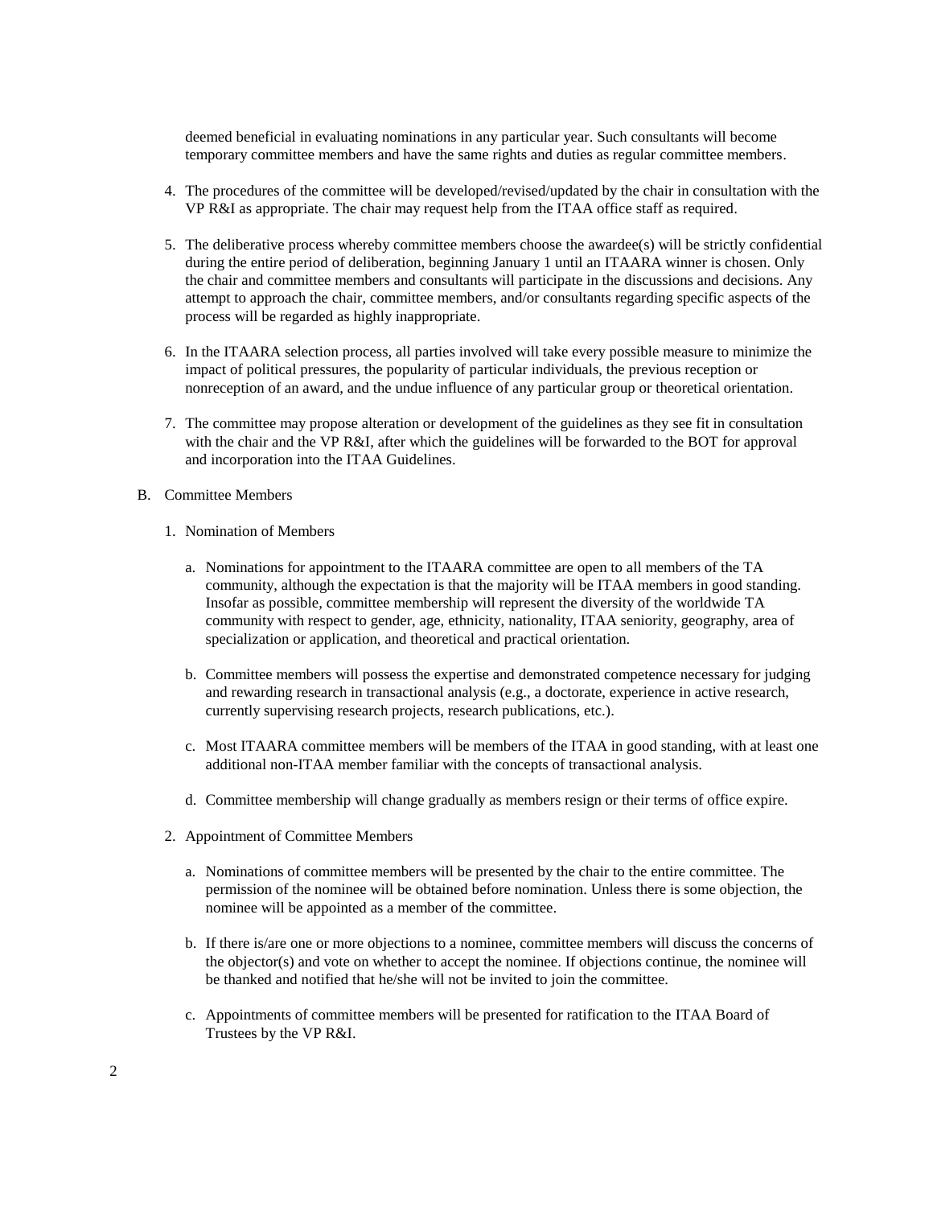deemed beneficial in evaluating nominations in any particular year. Such consultants will become temporary committee members and have the same rights and duties as regular committee members.

4. The procedures of the committee will be developed/revised/updated by the chair in consultation with the VP R&I as appropriate. The chair may request help from the ITAA office staff as required.

5. The deliberative process whereby committee members choose the awardee(s) will be strictly confidential during the entire period of deliberation, beginning January 1 until an ITAARA winner is chosen. Only the chair and committee members and consultants will participate in the discussions and decisions. Any attempt to approach the chair, committee members, and/or consultants regarding specific aspects of the process will be regarded as highly inappropriate.

6. In the ITAARA selection process, all parties involved will take every possible measure to minimize the impact of political pressures, the popularity of particular individuals, the previous reception or nonreception of an award, and the undue influence of any particular group or theoretical orientation.

7. The committee may propose alteration or development of the guidelines as they see fit in consultation with the chair and the VP R&I, after which the guidelines will be forwarded to the BOT for approval and incorporation into the ITAA Guidelines.

B. Committee Members

1. Nomination of Members

   a. Nominations for appointment to the ITAARA committee are open to all members of the TA community, although the expectation is that the majority will be ITAA members in good standing. Insofar as possible, committee membership will represent the diversity of the worldwide TA community with respect to gender, age, ethnicity, nationality, ITAA seniority, geography, area of specialization or application, and theoretical and practical orientation.

   b. Committee members will possess the expertise and demonstrated competence necessary for judging and rewarding research in transactional analysis (e.g., a doctorate, experience in active research, currently supervising research projects, research publications, etc.).

   c. Most ITAARA committee members will be members of the ITAA in good standing, with at least one additional non-ITAA member familiar with the concepts of transactional analysis.

   d. Committee membership will change gradually as members resign or their terms of office expire.

2. Appointment of Committee Members

   a. Nominations of committee members will be presented by the chair to the entire committee. The permission of the nominee will be obtained before nomination. Unless there is some objection, the nominee will be appointed as a member of the committee.

   b. If there is/are one or more objections to a nominee, committee members will discuss the concerns of the objector(s) and vote on whether to accept the nominee. If objections continue, the nominee will be thanked and notified that he/she will not be invited to join the committee.

   c. Appointments of committee members will be presented for ratification to the ITAA Board of Trustees by the VP R&I.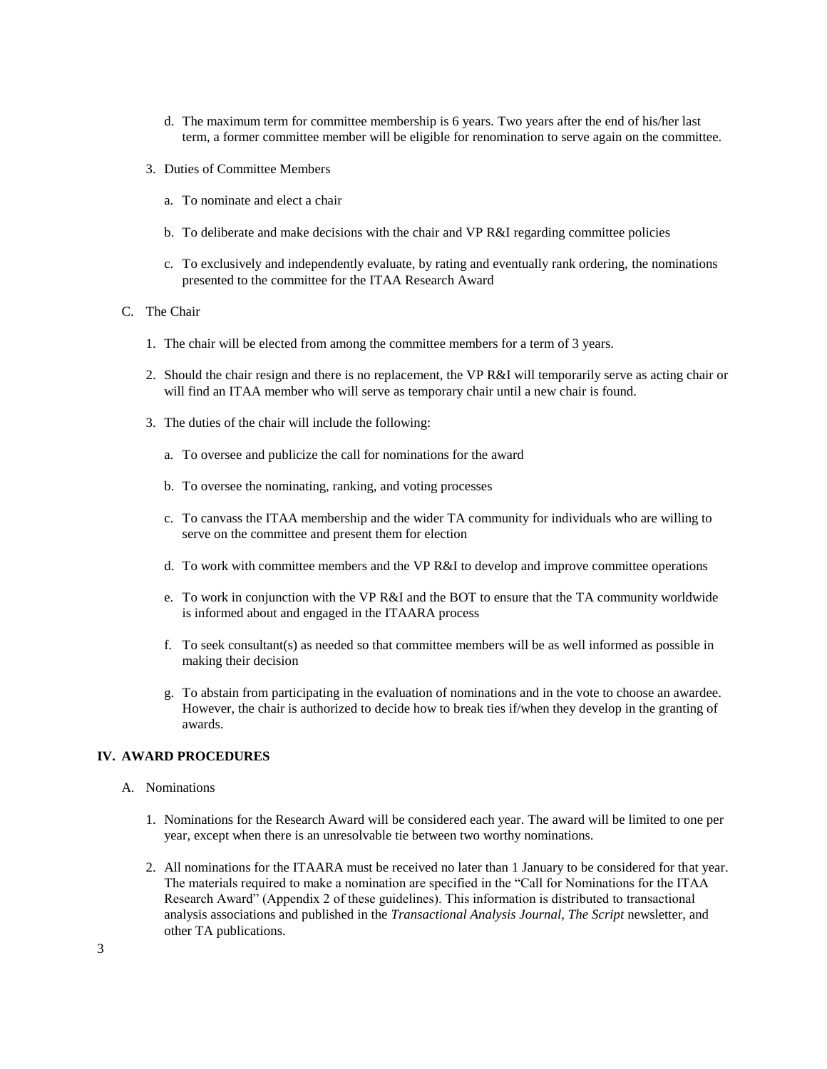d. The maximum term for committee membership is 6 years. Two years after the end of his/her last term, a former committee member will be eligible for renomination to serve again on the committee.

3. Duties of Committee Members

   a. To nominate and elect a chair

   b. To deliberate and make decisions with the chair and VP R&I regarding committee policies

   c. To exclusively and independently evaluate, by rating and eventually rank ordering, the nominations presented to the committee for the ITAA Research Award

C. The Chair

1. The chair will be elected from among the committee members for a term of 3 years.

2. Should the chair resign and there is no replacement, the VP R&I will temporarily serve as acting chair or will find an ITAA member who will serve as temporary chair until a new chair is found.

3. The duties of the chair will include the following:

   a. To oversee and publicize the call for nominations for the award

   b. To oversee the nominating, ranking, and voting processes

   c. To canvass the ITAA membership and the wider TA community for individuals who are willing to serve on the committee and present them for election

   d. To work with committee members and the VP R&I to develop and improve committee operations

   e. To work in conjunction with the VP R&I and the BOT to ensure that the TA community worldwide is informed about and engaged in the ITAARA process

   f. To seek consultant(s) as needed so that committee members will be as well informed as possible in making their decision

   g. To abstain from participating in the evaluation of nominations and in the vote to choose an awardee. However, the chair is authorized to decide how to break ties if/when they develop in the granting of awards.

## IV. AWARD PROCEDURES

A. Nominations

1. Nominations for the Research Award will be considered each year. The award will be limited to one per year, except when there is an unresolvable tie between two worthy nominations.

2. All nominations for the ITAARA must be received no later than 1 January to be considered for that year. The materials required to make a nomination are specified in the "Call for Nominations for the ITAA Research Award" (Appendix 2 of these guidelines). This information is distributed to transactional analysis associations and published in the *Transactional Analysis Journal, The Script* newsletter, and other TA publications.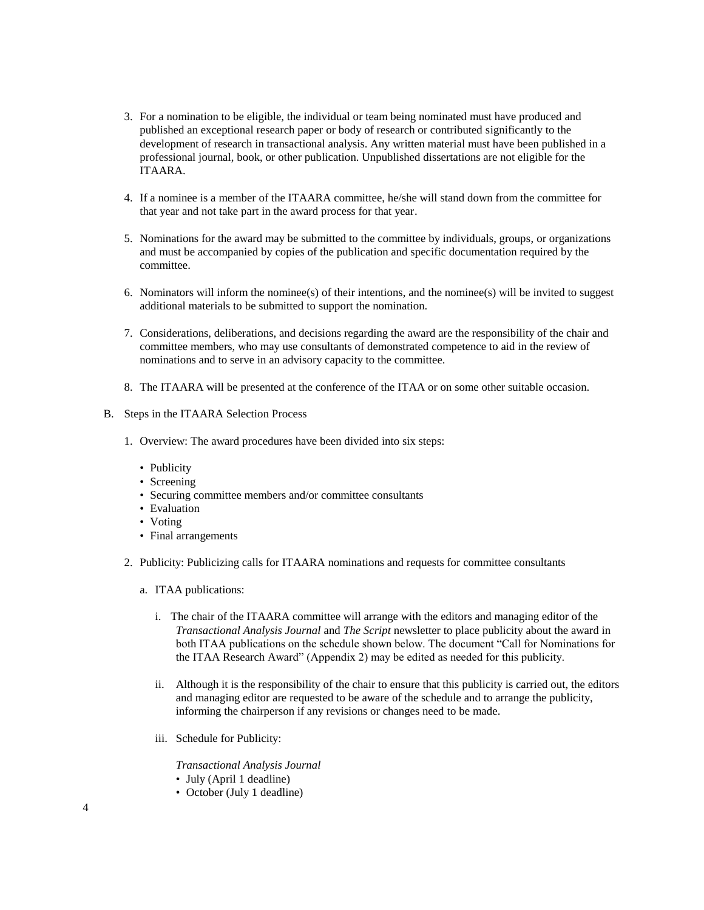3. For a nomination to be eligible, the individual or team being nominated must have produced and published an exceptional research paper or body of research or contributed significantly to the development of research in transactional analysis. Any written material must have been published in a professional journal, book, or other publication. Unpublished dissertations are not eligible for the ITAARA.

4. If a nominee is a member of the ITAARA committee, he/she will stand down from the committee for that year and not take part in the award process for that year.

5. Nominations for the award may be submitted to the committee by individuals, groups, or organizations and must be accompanied by copies of the publication and specific documentation required by the committee.

6. Nominators will inform the nominee(s) of their intentions, and the nominee(s) will be invited to suggest additional materials to be submitted to support the nomination.

7. Considerations, deliberations, and decisions regarding the award are the responsibility of the chair and committee members, who may use consultants of demonstrated competence to aid in the review of nominations and to serve in an advisory capacity to the committee.

8. The ITAARA will be presented at the conference of the ITAA or on some other suitable occasion.

B. Steps in the ITAARA Selection Process

1. Overview: The award procedures have been divided into six steps:

    - Publicity
    - Screening
    - Securing committee members and/or committee consultants
    - Evaluation
    - Voting
    - Final arrangements

2. Publicity: Publicizing calls for ITAARA nominations and requests for committee consultants

    a. ITAA publications:

        i. The chair of the ITAARA committee will arrange with the editors and managing editor of the *Transactional Analysis Journal* and *The Script* newsletter to place publicity about the award in both ITAA publications on the schedule shown below. The document "Call for Nominations for the ITAA Research Award" (Appendix 2) may be edited as needed for this publicity.

        ii. Although it is the responsibility of the chair to ensure that this publicity is carried out, the editors and managing editor are requested to be aware of the schedule and to arrange the publicity, informing the chairperson if any revisions or changes need to be made.

        iii. Schedule for Publicity:

            *Transactional Analysis Journal*
            - July (April 1 deadline)
            - October (July 1 deadline)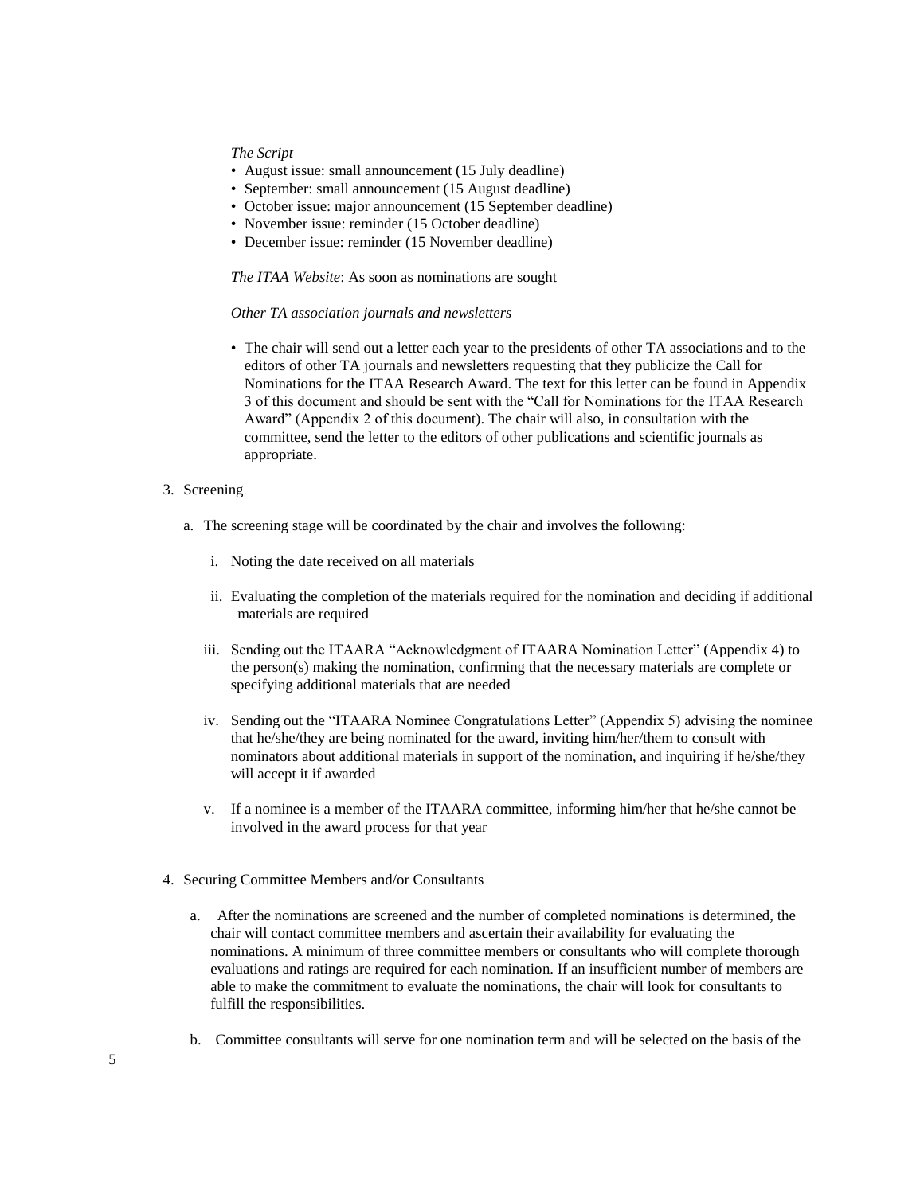*The Script*

- August issue: small announcement (15 July deadline)
- September: small announcement (15 August deadline)
- October issue: major announcement (15 September deadline)
- November issue: reminder (15 October deadline)
- December issue: reminder (15 November deadline)

*The ITAA Website*: As soon as nominations are sought

*Other TA association journals and newsletters*

- The chair will send out a letter each year to the presidents of other TA associations and to the editors of other TA journals and newsletters requesting that they publicize the Call for Nominations for the ITAA Research Award. The text for this letter can be found in Appendix 3 of this document and should be sent with the "Call for Nominations for the ITAA Research Award" (Appendix 2 of this document). The chair will also, in consultation with the committee, send the letter to the editors of other publications and scientific journals as appropriate.

3. Screening

   a. The screening stage will be coordinated by the chair and involves the following:

      i. Noting the date received on all materials

      ii. Evaluating the completion of the materials required for the nomination and deciding if additional materials are required

      iii. Sending out the ITAARA "Acknowledgment of ITAARA Nomination Letter" (Appendix 4) to the person(s) making the nomination, confirming that the necessary materials are complete or specifying additional materials that are needed

      iv. Sending out the "ITAARA Nominee Congratulations Letter" (Appendix 5) advising the nominee that he/she/they are being nominated for the award, inviting him/her/them to consult with nominators about additional materials in support of the nomination, and inquiring if he/she/they will accept it if awarded

      v. If a nominee is a member of the ITAARA committee, informing him/her that he/she cannot be involved in the award process for that year

4. Securing Committee Members and/or Consultants

   a. After the nominations are screened and the number of completed nominations is determined, the chair will contact committee members and ascertain their availability for evaluating the nominations. A minimum of three committee members or consultants who will complete thorough evaluations and ratings are required for each nomination. If an insufficient number of members are able to make the commitment to evaluate the nominations, the chair will look for consultants to fulfill the responsibilities.

   b. Committee consultants will serve for one nomination term and will be selected on the basis of the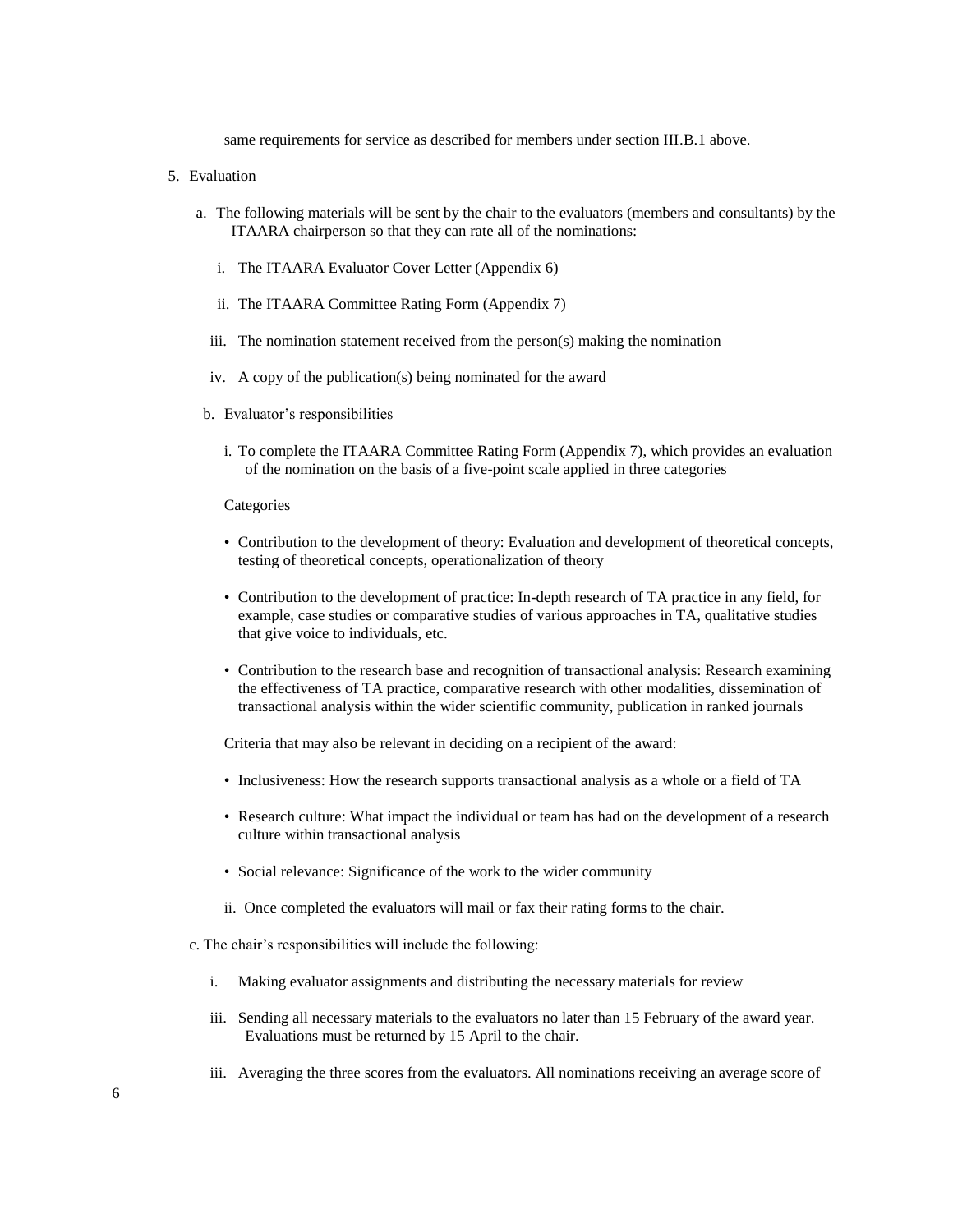same requirements for service as described for members under section III.B.1 above.

5. Evaluation

   a. The following materials will be sent by the chair to the evaluators (members and consultants) by the ITAARA chairperson so that they can rate all of the nominations:

      i. The ITAARA Evaluator Cover Letter (Appendix 6)

      ii. The ITAARA Committee Rating Form (Appendix 7)

      iii. The nomination statement received from the person(s) making the nomination

      iv. A copy of the publication(s) being nominated for the award

   b. Evaluator's responsibilities

      i. To complete the ITAARA Committee Rating Form (Appendix 7), which provides an evaluation of the nomination on the basis of a five-point scale applied in three categories

      Categories

      - Contribution to the development of theory: Evaluation and development of theoretical concepts, testing of theoretical concepts, operationalization of theory
      - Contribution to the development of practice: In-depth research of TA practice in any field, for example, case studies or comparative studies of various approaches in TA, qualitative studies that give voice to individuals, etc.
      - Contribution to the research base and recognition of transactional analysis: Research examining the effectiveness of TA practice, comparative research with other modalities, dissemination of transactional analysis within the wider scientific community, publication in ranked journals

      Criteria that may also be relevant in deciding on a recipient of the award:

      - Inclusiveness: How the research supports transactional analysis as a whole or a field of TA
      - Research culture: What impact the individual or team has had on the development of a research culture within transactional analysis
      - Social relevance: Significance of the work to the wider community

      ii. Once completed the evaluators will mail or fax their rating forms to the chair.

   c. The chair's responsibilities will include the following:

      i. Making evaluator assignments and distributing the necessary materials for review

      iii. Sending all necessary materials to the evaluators no later than 15 February of the award year. Evaluations must be returned by 15 April to the chair.

      iii. Averaging the three scores from the evaluators. All nominations receiving an average score of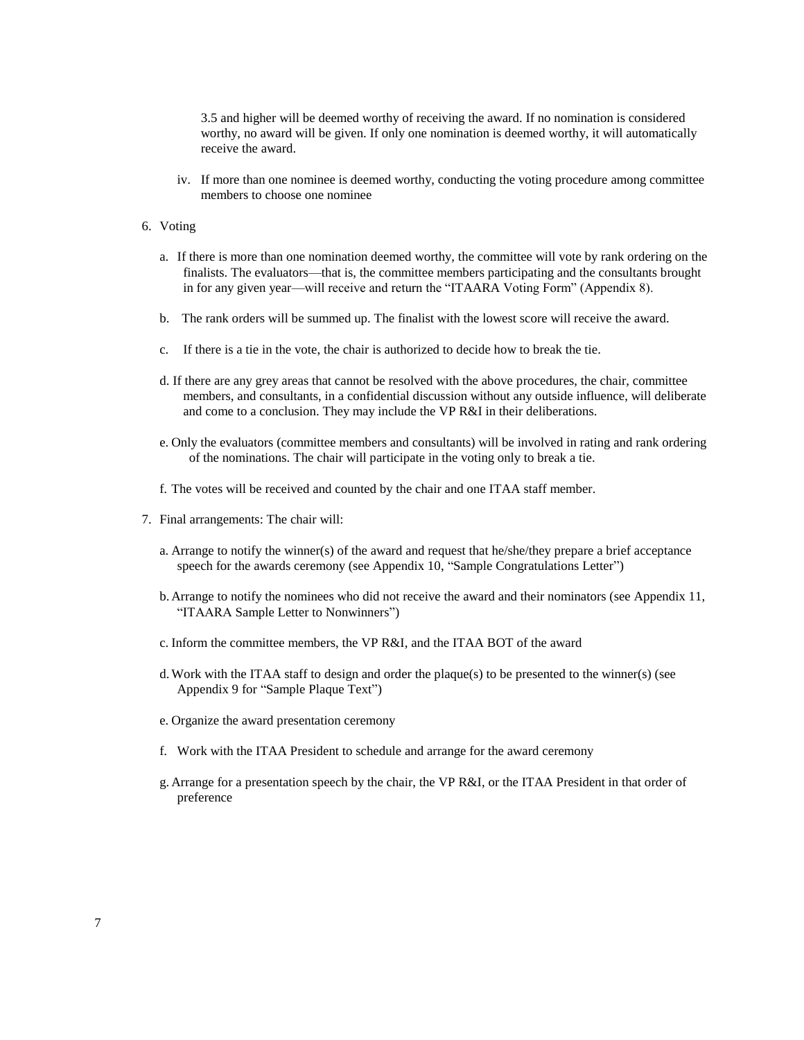3.5 and higher will be deemed worthy of receiving the award. If no nomination is considered worthy, no award will be given. If only one nomination is deemed worthy, it will automatically receive the award.

iv. If more than one nominee is deemed worthy, conducting the voting procedure among committee members to choose one nominee

6. Voting

   a. If there is more than one nomination deemed worthy, the committee will vote by rank ordering on the finalists. The evaluators—that is, the committee members participating and the consultants brought in for any given year—will receive and return the "ITAARA Voting Form" (Appendix 8).

   b. The rank orders will be summed up. The finalist with the lowest score will receive the award.

   c. If there is a tie in the vote, the chair is authorized to decide how to break the tie.

   d. If there are any grey areas that cannot be resolved with the above procedures, the chair, committee members, and consultants, in a confidential discussion without any outside influence, will deliberate and come to a conclusion. They may include the VP R&I in their deliberations.

   e. Only the evaluators (committee members and consultants) will be involved in rating and rank ordering of the nominations. The chair will participate in the voting only to break a tie.

   f. The votes will be received and counted by the chair and one ITAA staff member.

7. Final arrangements: The chair will:

   a. Arrange to notify the winner(s) of the award and request that he/she/they prepare a brief acceptance speech for the awards ceremony (see Appendix 10, "Sample Congratulations Letter")

   b. Arrange to notify the nominees who did not receive the award and their nominators (see Appendix 11, "ITAARA Sample Letter to Nonwinners")

   c. Inform the committee members, the VP R&I, and the ITAA BOT of the award

   d. Work with the ITAA staff to design and order the plaque(s) to be presented to the winner(s) (see Appendix 9 for "Sample Plaque Text")

   e. Organize the award presentation ceremony

   f. Work with the ITAA President to schedule and arrange for the award ceremony

   g. Arrange for a presentation speech by the chair, the VP R&I, or the ITAA President in that order of preference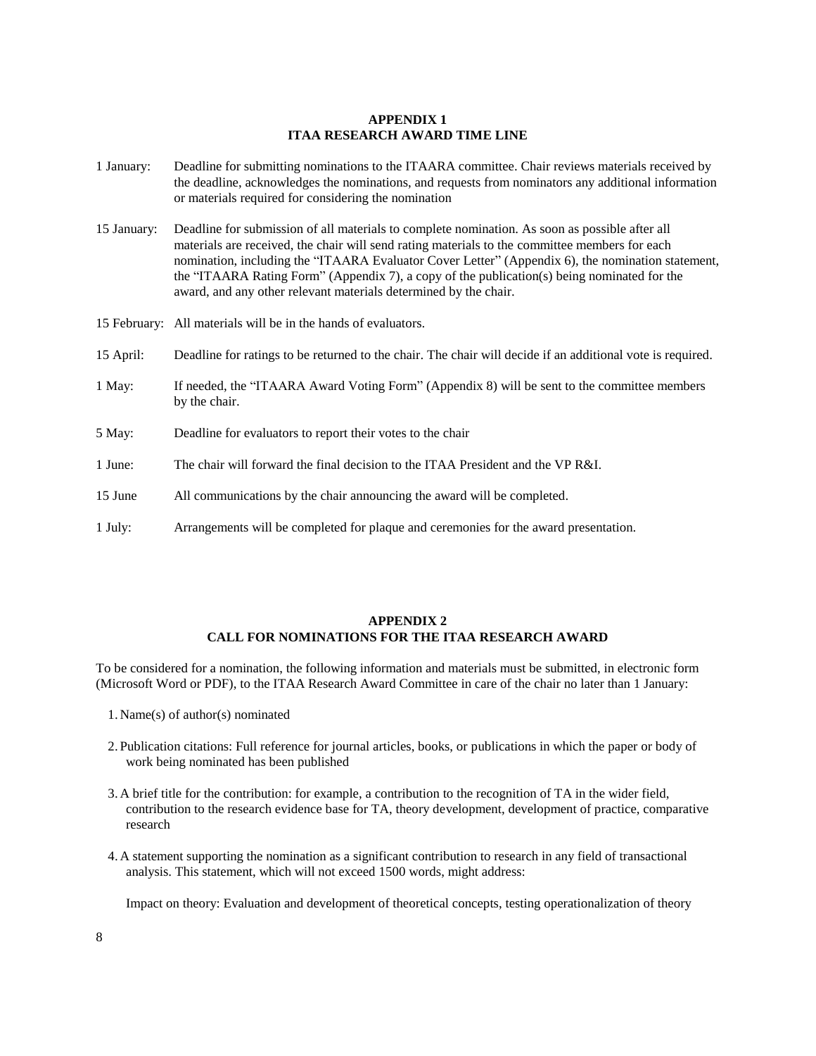## APPENDIX 1
## ITAA RESEARCH AWARD TIME LINE

1 January: Deadline for submitting nominations to the ITAARA committee. Chair reviews materials received by the deadline, acknowledges the nominations, and requests from nominators any additional information or materials required for considering the nomination

15 January: Deadline for submission of all materials to complete nomination. As soon as possible after all materials are received, the chair will send rating materials to the committee members for each nomination, including the "ITAARA Evaluator Cover Letter" (Appendix 6), the nomination statement, the "ITAARA Rating Form" (Appendix 7), a copy of the publication(s) being nominated for the award, and any other relevant materials determined by the chair.

15 February: All materials will be in the hands of evaluators.

15 April: Deadline for ratings to be returned to the chair. The chair will decide if an additional vote is required.

1 May: If needed, the "ITAARA Award Voting Form" (Appendix 8) will be sent to the committee members by the chair.

5 May: Deadline for evaluators to report their votes to the chair

1 June: The chair will forward the final decision to the ITAA President and the VP R&I.

15 June All communications by the chair announcing the award will be completed.

1 July: Arrangements will be completed for plaque and ceremonies for the award presentation.

## APPENDIX 2
## CALL FOR NOMINATIONS FOR THE ITAA RESEARCH AWARD

To be considered for a nomination, the following information and materials must be submitted, in electronic form (Microsoft Word or PDF), to the ITAA Research Award Committee in care of the chair no later than 1 January:

1. Name(s) of author(s) nominated

2. Publication citations: Full reference for journal articles, books, or publications in which the paper or body of work being nominated has been published

3. A brief title for the contribution: for example, a contribution to the recognition of TA in the wider field, contribution to the research evidence base for TA, theory development, development of practice, comparative research

4. A statement supporting the nomination as a significant contribution to research in any field of transactional analysis. This statement, which will not exceed 1500 words, might address:

   Impact on theory: Evaluation and development of theoretical concepts, testing operationalization of theory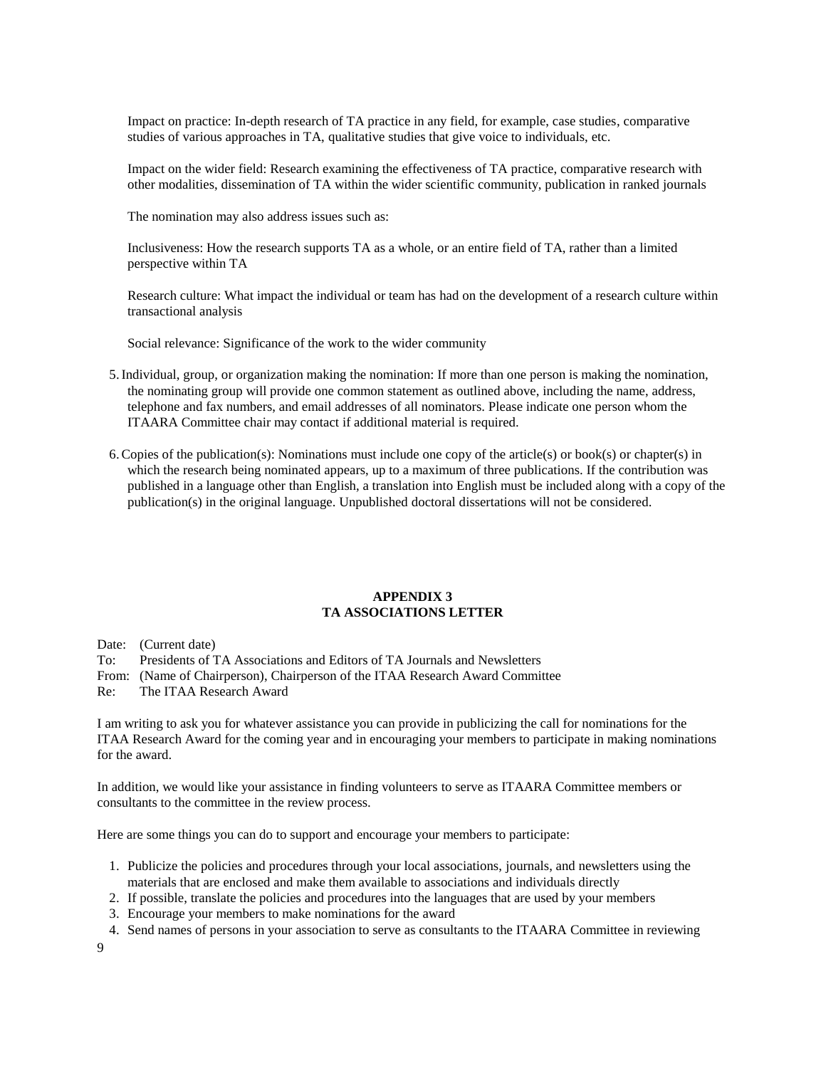Impact on practice: In-depth research of TA practice in any field, for example, case studies, comparative studies of various approaches in TA, qualitative studies that give voice to individuals, etc.

Impact on the wider field: Research examining the effectiveness of TA practice, comparative research with other modalities, dissemination of TA within the wider scientific community, publication in ranked journals

The nomination may also address issues such as:

Inclusiveness: How the research supports TA as a whole, or an entire field of TA, rather than a limited perspective within TA

Research culture: What impact the individual or team has had on the development of a research culture within transactional analysis

Social relevance: Significance of the work to the wider community

5. Individual, group, or organization making the nomination: If more than one person is making the nomination, the nominating group will provide one common statement as outlined above, including the name, address, telephone and fax numbers, and email addresses of all nominators. Please indicate one person whom the ITAARA Committee chair may contact if additional material is required.

6. Copies of the publication(s): Nominations must include one copy of the article(s) or book(s) or chapter(s) in which the research being nominated appears, up to a maximum of three publications. If the contribution was published in a language other than English, a translation into English must be included along with a copy of the publication(s) in the original language. Unpublished doctoral dissertations will not be considered.

## APPENDIX 3
## TA ASSOCIATIONS LETTER

Date: (Current date)
To: Presidents of TA Associations and Editors of TA Journals and Newsletters
From: (Name of Chairperson), Chairperson of the ITAA Research Award Committee
Re: The ITAA Research Award

I am writing to ask you for whatever assistance you can provide in publicizing the call for nominations for the ITAA Research Award for the coming year and in encouraging your members to participate in making nominations for the award.

In addition, we would like your assistance in finding volunteers to serve as ITAARA Committee members or consultants to the committee in the review process.

Here are some things you can do to support and encourage your members to participate:

1. Publicize the policies and procedures through your local associations, journals, and newsletters using the materials that are enclosed and make them available to associations and individuals directly
2. If possible, translate the policies and procedures into the languages that are used by your members
3. Encourage your members to make nominations for the award
4. Send names of persons in your association to serve as consultants to the ITAARA Committee in reviewing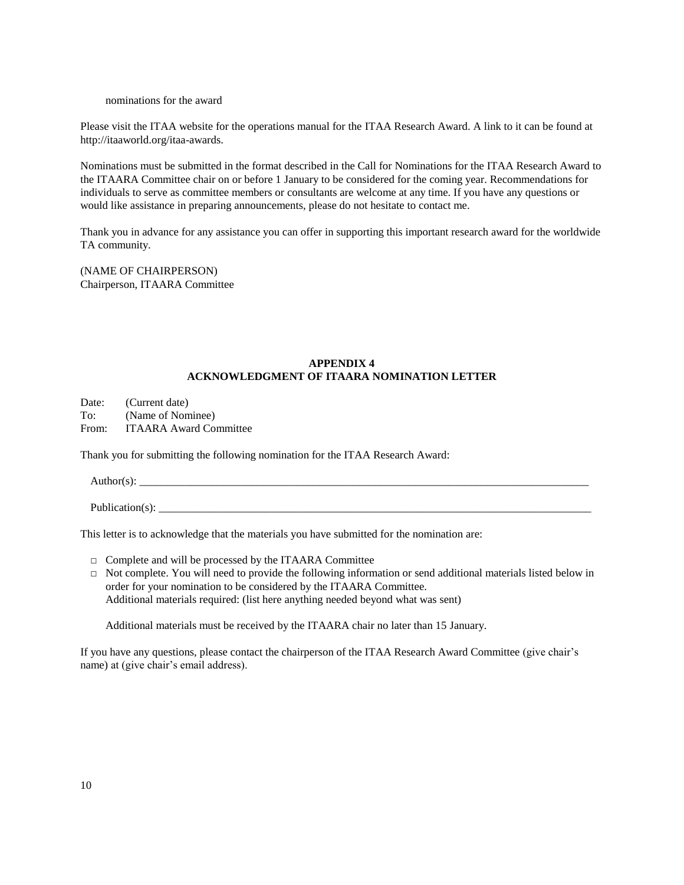nominations for the award

Please visit the ITAA website for the operations manual for the ITAA Research Award. A link to it can be found at http://itaaworld.org/itaa-awards.

Nominations must be submitted in the format described in the Call for Nominations for the ITAA Research Award to the ITAARA Committee chair on or before 1 January to be considered for the coming year. Recommendations for individuals to serve as committee members or consultants are welcome at any time. If you have any questions or would like assistance in preparing announcements, please do not hesitate to contact me.

Thank you in advance for any assistance you can offer in supporting this important research award for the worldwide TA community.

(NAME OF CHAIRPERSON)
Chairperson, ITAARA Committee

## APPENDIX 4
## ACKNOWLEDGMENT OF ITAARA NOMINATION LETTER

Date: (Current date)
To: (Name of Nominee)
From: ITAARA Award Committee

Thank you for submitting the following nomination for the ITAA Research Award:

Author(s): ______________________________________________________________________________

Publication(s): __________________________________________________________________________

This letter is to acknowledge that the materials you have submitted for the nomination are:

- □ Complete and will be processed by the ITAARA Committee
- □ Not complete. You will need to provide the following information or send additional materials listed below in order for your nomination to be considered by the ITAARA Committee.
  Additional materials required: (list here anything needed beyond what was sent)

  Additional materials must be received by the ITAARA chair no later than 15 January.

If you have any questions, please contact the chairperson of the ITAA Research Award Committee (give chair's name) at (give chair's email address).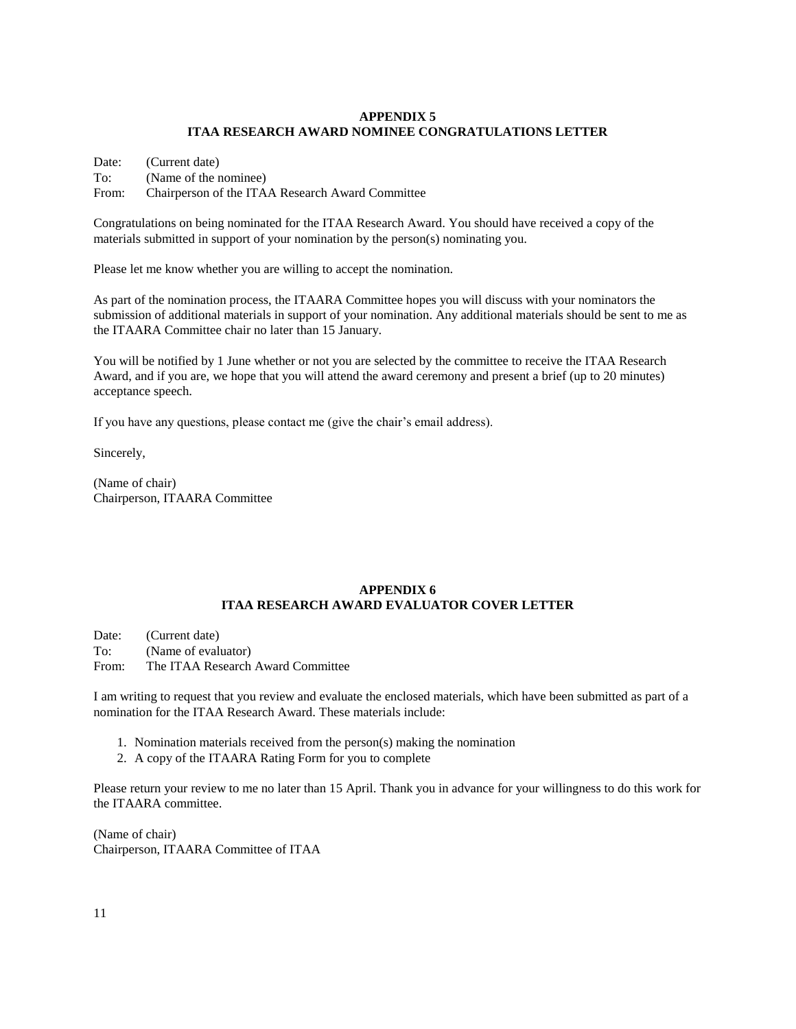## APPENDIX 5
## ITAA RESEARCH AWARD NOMINEE CONGRATULATIONS LETTER

Date: (Current date)
To: (Name of the nominee)
From: Chairperson of the ITAA Research Award Committee

Congratulations on being nominated for the ITAA Research Award. You should have received a copy of the materials submitted in support of your nomination by the person(s) nominating you.

Please let me know whether you are willing to accept the nomination.

As part of the nomination process, the ITAARA Committee hopes you will discuss with your nominators the submission of additional materials in support of your nomination. Any additional materials should be sent to me as the ITAARA Committee chair no later than 15 January.

You will be notified by 1 June whether or not you are selected by the committee to receive the ITAA Research Award, and if you are, we hope that you will attend the award ceremony and present a brief (up to 20 minutes) acceptance speech.

If you have any questions, please contact me (give the chair's email address).

Sincerely,

(Name of chair)
Chairperson, ITAARA Committee

## APPENDIX 6
## ITAA RESEARCH AWARD EVALUATOR COVER LETTER

Date: (Current date)
To: (Name of evaluator)
From: The ITAA Research Award Committee

I am writing to request that you review and evaluate the enclosed materials, which have been submitted as part of a nomination for the ITAA Research Award. These materials include:

1. Nomination materials received from the person(s) making the nomination
2. A copy of the ITAARA Rating Form for you to complete

Please return your review to me no later than 15 April. Thank you in advance for your willingness to do this work for the ITAARA committee.

(Name of chair)
Chairperson, ITAARA Committee of ITAA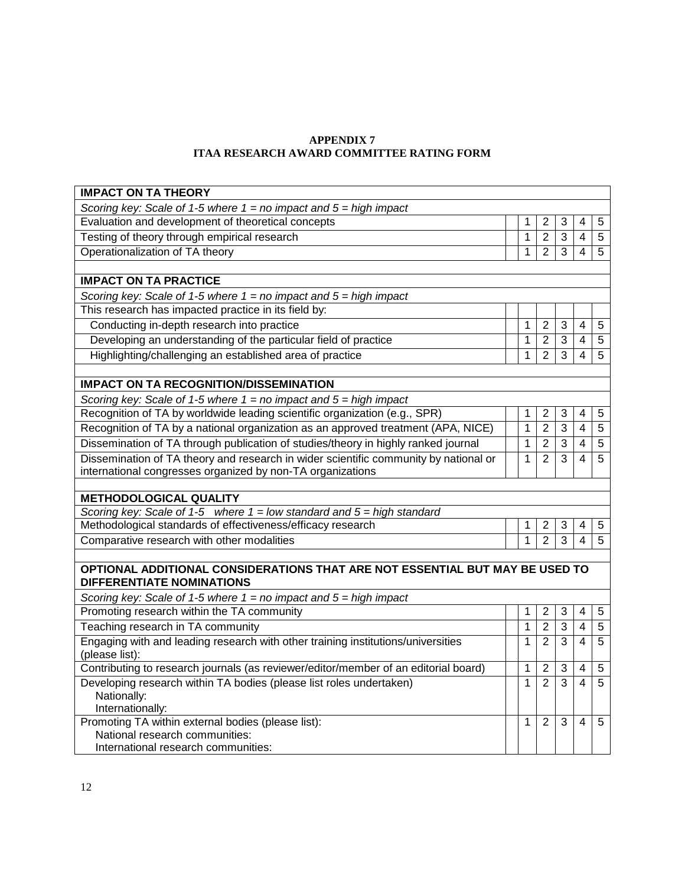**APPENDIX 7**
**ITAA RESEARCH AWARD COMMITTEE RATING FORM**

| **IMPACT ON TA THEORY** | | | | | | |
|---|---|---|---|---|---|---|
| *Scoring key: Scale of 1-5 where 1 = no impact and 5 = high impact* | | | | | | |
| Evaluation and development of theoretical concepts | | 1 | 2 | 3 | 4 | 5 |
| Testing of theory through empirical research | | 1 | 2 | 3 | 4 | 5 |
| Operationalization of TA theory | | 1 | 2 | 3 | 4 | 5 |
| | | | | | | |
| **IMPACT ON TA PRACTICE** | | | | | | |
| *Scoring key: Scale of 1-5 where 1 = no impact and 5 = high impact* | | | | | | |
| This research has impacted practice in its field by: | | | | | | |
| Conducting in-depth research into practice | | 1 | 2 | 3 | 4 | 5 |
| Developing an understanding of the particular field of practice | | 1 | 2 | 3 | 4 | 5 |
| Highlighting/challenging an established area of practice | | 1 | 2 | 3 | 4 | 5 |
| | | | | | | |
| **IMPACT ON TA RECOGNITION/DISSEMINATION** | | | | | | |
| *Scoring key: Scale of 1-5 where 1 = no impact and 5 = high impact* | | | | | | |
| Recognition of TA by worldwide leading scientific organization (e.g., SPR) | | 1 | 2 | 3 | 4 | 5 |
| Recognition of TA by a national organization as an approved treatment (APA, NICE) | | 1 | 2 | 3 | 4 | 5 |
| Dissemination of TA through publication of studies/theory in highly ranked journal | | 1 | 2 | 3 | 4 | 5 |
| Dissemination of TA theory and research in wider scientific community by national or international congresses organized by non-TA organizations | | 1 | 2 | 3 | 4 | 5 |
| | | | | | | |
| **METHODOLOGICAL QUALITY** | | | | | | |
| *Scoring key: Scale of 1-5 where 1 = low standard and 5 = high standard* | | | | | | |
| Methodological standards of effectiveness/efficacy research | | 1 | 2 | 3 | 4 | 5 |
| Comparative research with other modalities | | 1 | 2 | 3 | 4 | 5 |
| | | | | | | |
| **OPTIONAL ADDITIONAL CONSIDERATIONS THAT ARE NOT ESSENTIAL BUT MAY BE USED TO DIFFERENTIATE NOMINATIONS** | | | | | | |
| *Scoring key: Scale of 1-5 where 1 = no impact and 5 = high impact* | | | | | | |
| Promoting research within the TA community | | 1 | 2 | 3 | 4 | 5 |
| Teaching research in TA community | | 1 | 2 | 3 | 4 | 5 |
| Engaging with and leading research with other training institutions/universities (please list): | | 1 | 2 | 3 | 4 | 5 |
| Contributing to research journals (as reviewer/editor/member of an editorial board) | | 1 | 2 | 3 | 4 | 5 |
| Developing research within TA bodies (please list roles undertaken)<br>Nationally:<br>Internationally: | | 1 | 2 | 3 | 4 | 5 |
| Promoting TA within external bodies (please list):<br>National research communities:<br>International research communities: | | 1 | 2 | 3 | 4 | 5 |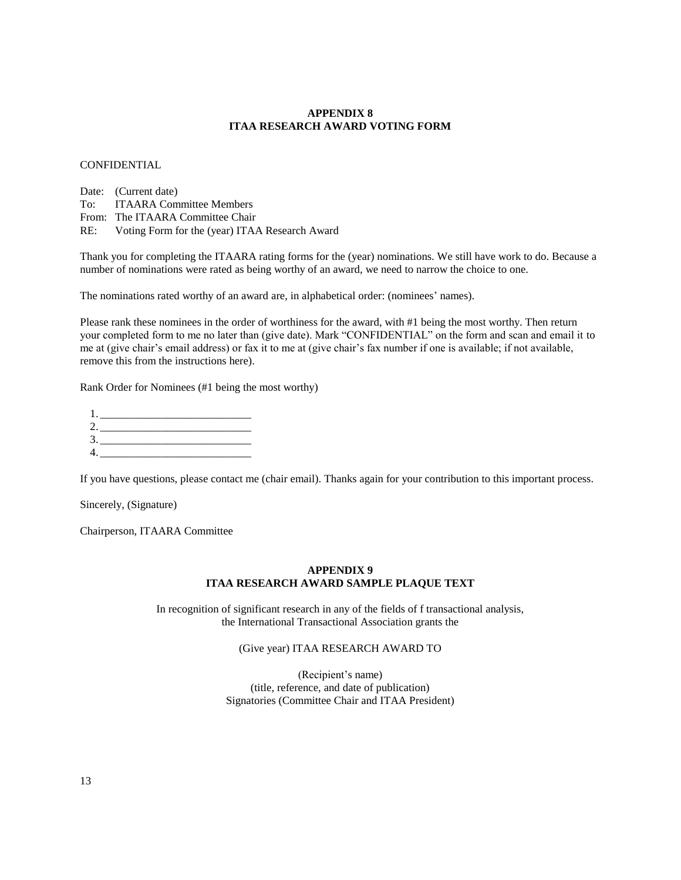## APPENDIX 8
## ITAA RESEARCH AWARD VOTING FORM

CONFIDENTIAL

Date: (Current date)
To: ITAARA Committee Members
From: The ITAARA Committee Chair
RE: Voting Form for the (year) ITAA Research Award

Thank you for completing the ITAARA rating forms for the (year) nominations. We still have work to do. Because a number of nominations were rated as being worthy of an award, we need to narrow the choice to one.

The nominations rated worthy of an award are, in alphabetical order: (nominees' names).

Please rank these nominees in the order of worthiness for the award, with #1 being the most worthy. Then return your completed form to me no later than (give date). Mark "CONFIDENTIAL" on the form and scan and email it to me at (give chair's email address) or fax it to me at (give chair's fax number if one is available; if not available, remove this from the instructions here).

Rank Order for Nominees (#1 being the most worthy)

1. ___________________________
2. ___________________________
3. ___________________________
4. ___________________________

If you have questions, please contact me (chair email). Thanks again for your contribution to this important process.

Sincerely, (Signature)

Chairperson, ITAARA Committee

## APPENDIX 9
## ITAA RESEARCH AWARD SAMPLE PLAQUE TEXT

In recognition of significant research in any of the fields of f transactional analysis,
the International Transactional Association grants the

(Give year) ITAA RESEARCH AWARD TO

(Recipient's name)
(title, reference, and date of publication)
Signatories (Committee Chair and ITAA President)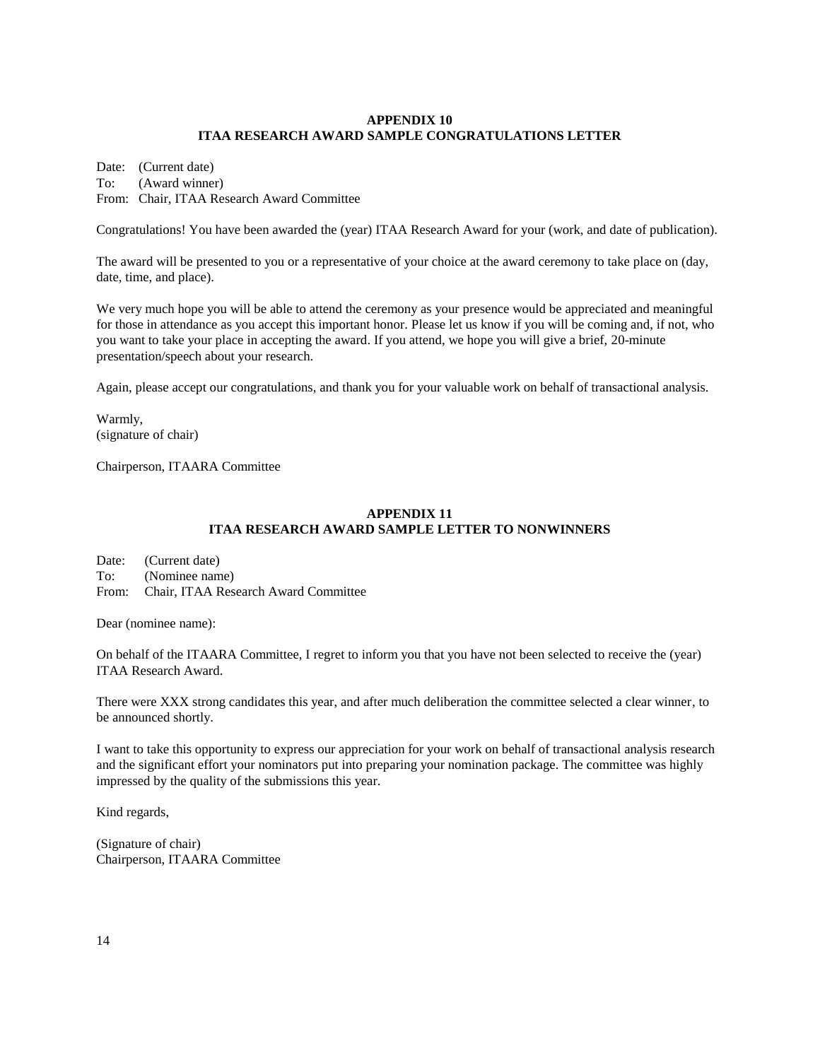## APPENDIX 10
## ITAA RESEARCH AWARD SAMPLE CONGRATULATIONS LETTER

Date: (Current date)
To: (Award winner)
From: Chair, ITAA Research Award Committee

Congratulations! You have been awarded the (year) ITAA Research Award for your (work, and date of publication).

The award will be presented to you or a representative of your choice at the award ceremony to take place on (day, date, time, and place).

We very much hope you will be able to attend the ceremony as your presence would be appreciated and meaningful for those in attendance as you accept this important honor. Please let us know if you will be coming and, if not, who you want to take your place in accepting the award. If you attend, we hope you will give a brief, 20-minute presentation/speech about your research.

Again, please accept our congratulations, and thank you for your valuable work on behalf of transactional analysis.

Warmly,
(signature of chair)

Chairperson, ITAARA Committee

## APPENDIX 11
## ITAA RESEARCH AWARD SAMPLE LETTER TO NONWINNERS

Date: (Current date)
To: (Nominee name)
From: Chair, ITAA Research Award Committee

Dear (nominee name):

On behalf of the ITAARA Committee, I regret to inform you that you have not been selected to receive the (year) ITAA Research Award.

There were XXX strong candidates this year, and after much deliberation the committee selected a clear winner, to be announced shortly.

I want to take this opportunity to express our appreciation for your work on behalf of transactional analysis research and the significant effort your nominators put into preparing your nomination package. The committee was highly impressed by the quality of the submissions this year.

Kind regards,

(Signature of chair)
Chairperson, ITAARA Committee